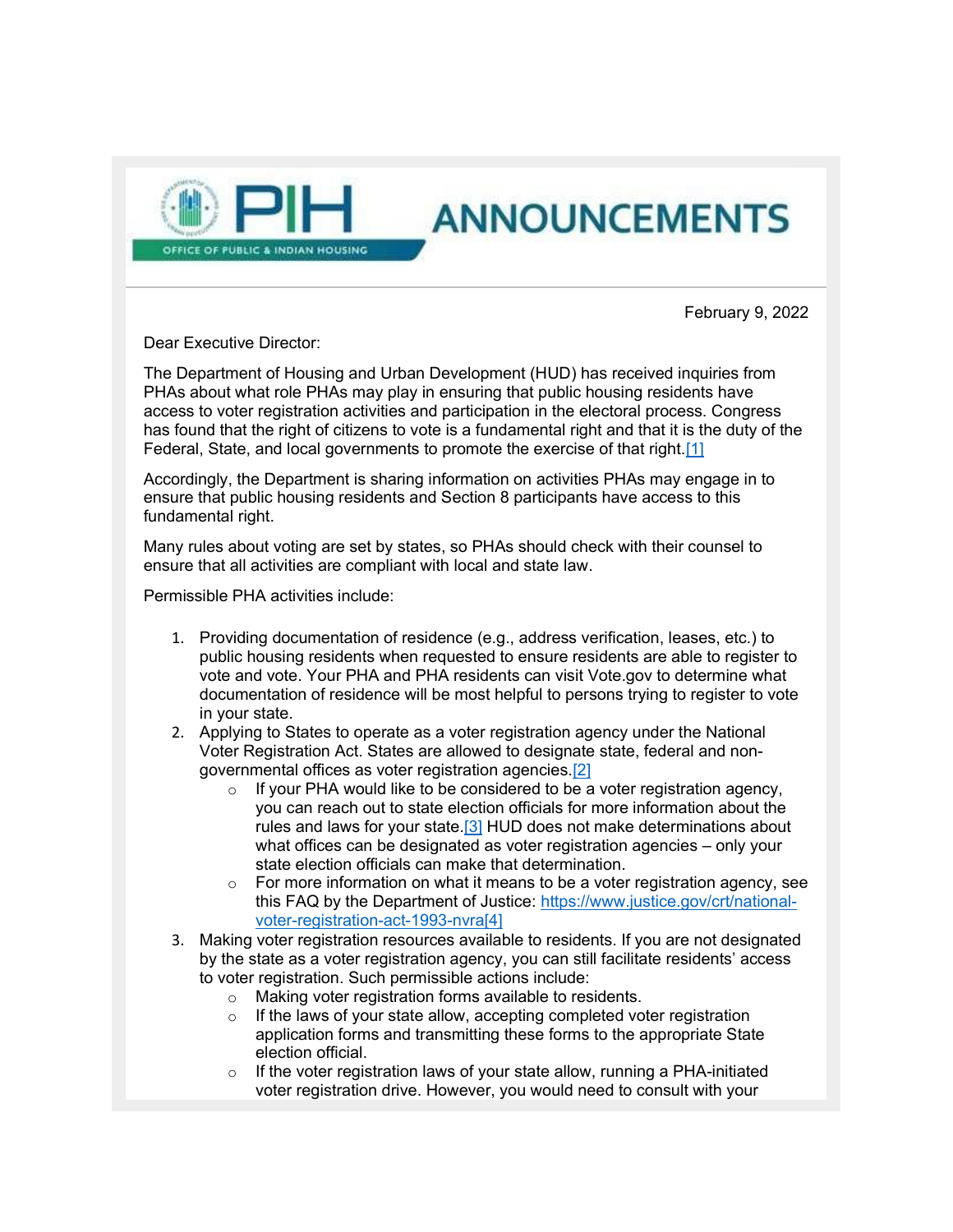# PIH ANNOUNCEMENTS

OFFICE OF PUBLIC & INDIAN HOUSING

February 9, 2022

Dear Executive Director:

The Department of Housing and Urban Development (HUD) has received inquiries from PHAs about what role PHAs may play in ensuring that public housing residents have access to voter registration activities and participation in the electoral process. Congress has found that the right of citizens to vote is a fundamental right and that it is the duty of the Federal, State, and local governments to promote the exercise of that right.[1]

Accordingly, the Department is sharing information on activities PHAs may engage in to ensure that public housing residents and Section 8 participants have access to this fundamental right.

Many rules about voting are set by states, so PHAs should check with their counsel to ensure that all activities are compliant with local and state law.

Permissible PHA activities include:

1. Providing documentation of residence (e.g., address verification, leases, etc.) to public housing residents when requested to ensure residents are able to register to vote and vote. Your PHA and PHA residents can visit Vote.gov to determine what documentation of residence will be most helpful to persons trying to register to vote in your state.
2. Applying to States to operate as a voter registration agency under the National Voter Registration Act. States are allowed to designate state, federal and non-governmental offices as voter registration agencies.[2]
   - If your PHA would like to be considered to be a voter registration agency, you can reach out to state election officials for more information about the rules and laws for your state.[3] HUD does not make determinations about what offices can be designated as voter registration agencies – only your state election officials can make that determination.
   - For more information on what it means to be a voter registration agency, see this FAQ by the Department of Justice: https://www.justice.gov/crt/national-voter-registration-act-1993-nvra[4]
3. Making voter registration resources available to residents. If you are not designated by the state as a voter registration agency, you can still facilitate residents' access to voter registration. Such permissible actions include:
   - Making voter registration forms available to residents.
   - If the laws of your state allow, accepting completed voter registration application forms and transmitting these forms to the appropriate State election official.
   - If the voter registration laws of your state allow, running a PHA-initiated voter registration drive. However, you would need to consult with your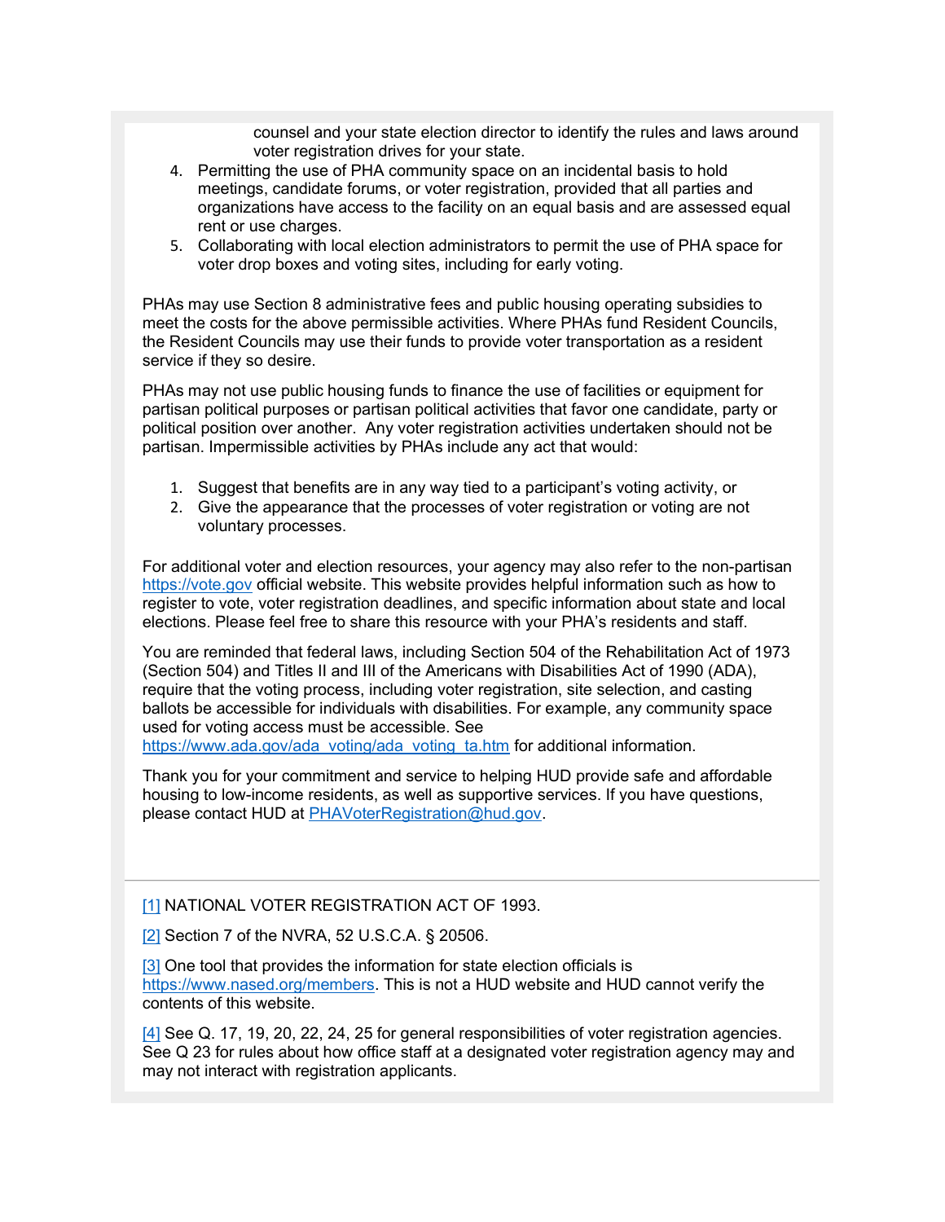counsel and your state election director to identify the rules and laws around voter registration drives for your state.

4. Permitting the use of PHA community space on an incidental basis to hold meetings, candidate forums, or voter registration, provided that all parties and organizations have access to the facility on an equal basis and are assessed equal rent or use charges.
5. Collaborating with local election administrators to permit the use of PHA space for voter drop boxes and voting sites, including for early voting.

PHAs may use Section 8 administrative fees and public housing operating subsidies to meet the costs for the above permissible activities. Where PHAs fund Resident Councils, the Resident Councils may use their funds to provide voter transportation as a resident service if they so desire.

PHAs may not use public housing funds to finance the use of facilities or equipment for partisan political purposes or partisan political activities that favor one candidate, party or political position over another. Any voter registration activities undertaken should not be partisan. Impermissible activities by PHAs include any act that would:

1. Suggest that benefits are in any way tied to a participant's voting activity, or
2. Give the appearance that the processes of voter registration or voting are not voluntary processes.

For additional voter and election resources, your agency may also refer to the non-partisan [https://vote.gov](https://vote.gov) official website. This website provides helpful information such as how to register to vote, voter registration deadlines, and specific information about state and local elections. Please feel free to share this resource with your PHA's residents and staff.

You are reminded that federal laws, including Section 504 of the Rehabilitation Act of 1973 (Section 504) and Titles II and III of the Americans with Disabilities Act of 1990 (ADA), require that the voting process, including voter registration, site selection, and casting ballots be accessible for individuals with disabilities. For example, any community space used for voting access must be accessible. See [https://www.ada.gov/ada_voting/ada_voting_ta.htm](https://www.ada.gov/ada_voting/ada_voting_ta.htm) for additional information.

Thank you for your commitment and service to helping HUD provide safe and affordable housing to low-income residents, as well as supportive services. If you have questions, please contact HUD at [PHAVoterRegistration@hud.gov](mailto:PHAVoterRegistration@hud.gov).

---

[1] NATIONAL VOTER REGISTRATION ACT OF 1993.

[2] Section 7 of the NVRA, 52 U.S.C.A. § 20506.

[3] One tool that provides the information for state election officials is [https://www.nased.org/members](https://www.nased.org/members). This is not a HUD website and HUD cannot verify the contents of this website.

[4] See Q. 17, 19, 20, 22, 24, 25 for general responsibilities of voter registration agencies. See Q 23 for rules about how office staff at a designated voter registration agency may and may not interact with registration applicants.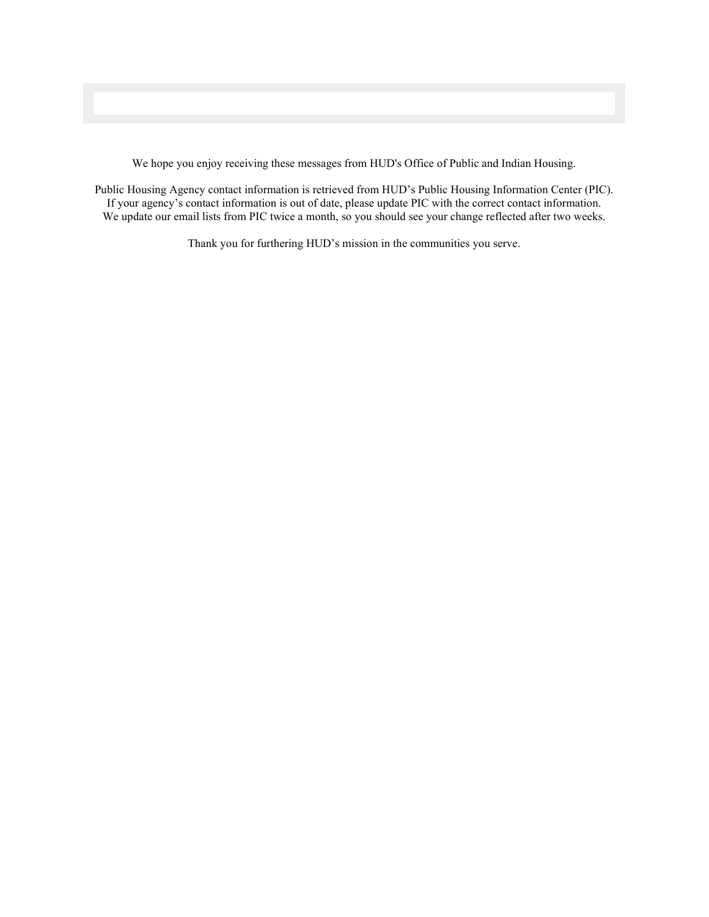We hope you enjoy receiving these messages from HUD's Office of Public and Indian Housing.

Public Housing Agency contact information is retrieved from HUD’s Public Housing Information Center (PIC). If your agency’s contact information is out of date, please update PIC with the correct contact information. We update our email lists from PIC twice a month, so you should see your change reflected after two weeks.

Thank you for furthering HUD’s mission in the communities you serve.